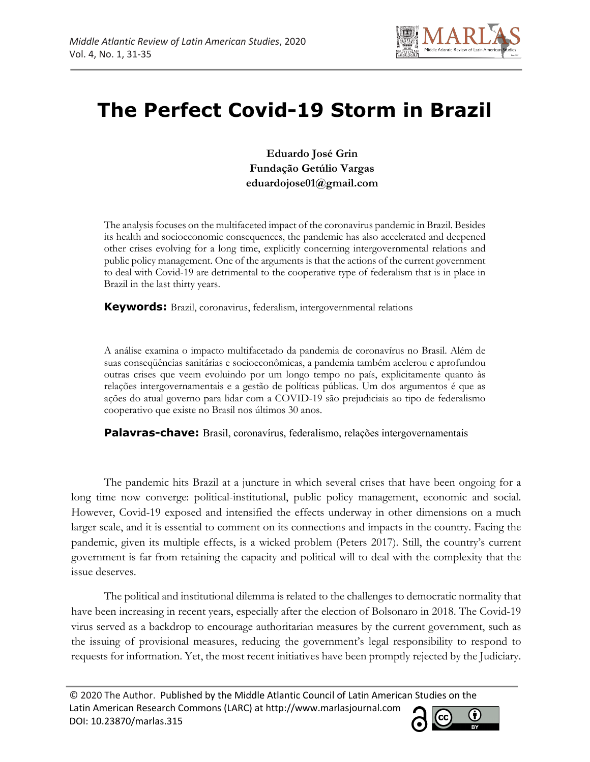# The Perfect Covid-19 Storm in Brazil

**Eduardo José Grin**
**Fundação Getúlio Vargas**
**eduardojose01@gmail.com**

The analysis focuses on the multifaceted impact of the coronavirus pandemic in Brazil. Besides its health and socioeconomic consequences, the pandemic has also accelerated and deepened other crises evolving for a long time, explicitly concerning intergovernmental relations and public policy management. One of the arguments is that the actions of the current government to deal with Covid-19 are detrimental to the cooperative type of federalism that is in place in Brazil in the last thirty years.

**Keywords:** Brazil, coronavirus, federalism, intergovernmental relations

A análise examina o impacto multifacetado da pandemia de coronavírus no Brasil. Além de suas conseqüências sanitárias e socioeconômicas, a pandemia também acelerou e aprofundou outras crises que veem evoluindo por um longo tempo no país, explicitamente quanto às relações intergovernamentais e a gestão de políticas públicas. Um dos argumentos é que as ações do atual governo para lidar com a COVID-19 são prejudiciais ao tipo de federalismo cooperativo que existe no Brasil nos últimos 30 anos.

**Palavras-chave:** Brasil, coronavírus, federalismo, relações intergovernamentais

The pandemic hits Brazil at a juncture in which several crises that have been ongoing for a long time now converge: political-institutional, public policy management, economic and social. However, Covid-19 exposed and intensified the effects underway in other dimensions on a much larger scale, and it is essential to comment on its connections and impacts in the country. Facing the pandemic, given its multiple effects, is a wicked problem (Peters 2017). Still, the country's current government is far from retaining the capacity and political will to deal with the complexity that the issue deserves.

The political and institutional dilemma is related to the challenges to democratic normality that have been increasing in recent years, especially after the election of Bolsonaro in 2018. The Covid-19 virus served as a backdrop to encourage authoritarian measures by the current government, such as the issuing of provisional measures, reducing the government's legal responsibility to respond to requests for information. Yet, the most recent initiatives have been promptly rejected by the Judiciary.

© 2020 The Author. Published by the Middle Atlantic Council of Latin American Studies on the Latin American Research Commons (LARC) at http://www.marlasjournal.com
DOI: 10.23870/marlas.315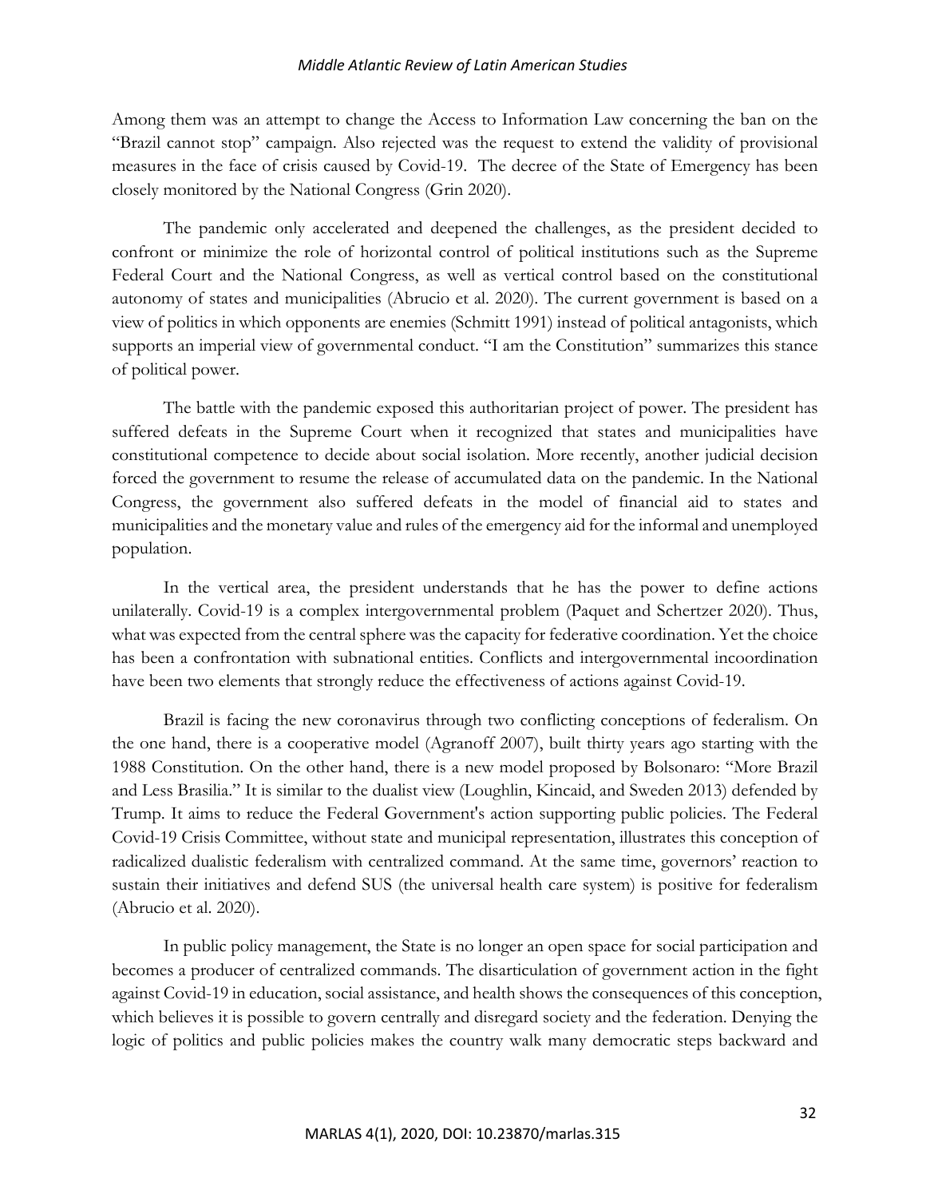Among them was an attempt to change the Access to Information Law concerning the ban on the "Brazil cannot stop" campaign. Also rejected was the request to extend the validity of provisional measures in the face of crisis caused by Covid-19. The decree of the State of Emergency has been closely monitored by the National Congress (Grin 2020).

The pandemic only accelerated and deepened the challenges, as the president decided to confront or minimize the role of horizontal control of political institutions such as the Supreme Federal Court and the National Congress, as well as vertical control based on the constitutional autonomy of states and municipalities (Abrucio et al. 2020). The current government is based on a view of politics in which opponents are enemies (Schmitt 1991) instead of political antagonists, which supports an imperial view of governmental conduct. "I am the Constitution" summarizes this stance of political power.

The battle with the pandemic exposed this authoritarian project of power. The president has suffered defeats in the Supreme Court when it recognized that states and municipalities have constitutional competence to decide about social isolation. More recently, another judicial decision forced the government to resume the release of accumulated data on the pandemic. In the National Congress, the government also suffered defeats in the model of financial aid to states and municipalities and the monetary value and rules of the emergency aid for the informal and unemployed population.

In the vertical area, the president understands that he has the power to define actions unilaterally. Covid-19 is a complex intergovernmental problem (Paquet and Schertzer 2020). Thus, what was expected from the central sphere was the capacity for federative coordination. Yet the choice has been a confrontation with subnational entities. Conflicts and intergovernmental incoordination have been two elements that strongly reduce the effectiveness of actions against Covid-19.

Brazil is facing the new coronavirus through two conflicting conceptions of federalism. On the one hand, there is a cooperative model (Agranoff 2007), built thirty years ago starting with the 1988 Constitution. On the other hand, there is a new model proposed by Bolsonaro: "More Brazil and Less Brasilia." It is similar to the dualist view (Loughlin, Kincaid, and Sweden 2013) defended by Trump. It aims to reduce the Federal Government's action supporting public policies. The Federal Covid-19 Crisis Committee, without state and municipal representation, illustrates this conception of radicalized dualistic federalism with centralized command. At the same time, governors' reaction to sustain their initiatives and defend SUS (the universal health care system) is positive for federalism (Abrucio et al. 2020).

In public policy management, the State is no longer an open space for social participation and becomes a producer of centralized commands. The disarticulation of government action in the fight against Covid-19 in education, social assistance, and health shows the consequences of this conception, which believes it is possible to govern centrally and disregard society and the federation. Denying the logic of politics and public policies makes the country walk many democratic steps backward and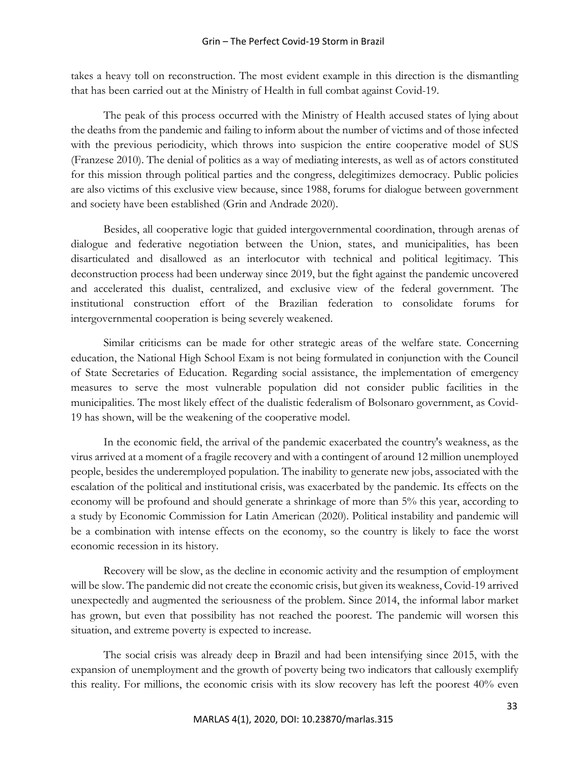takes a heavy toll on reconstruction. The most evident example in this direction is the dismantling that has been carried out at the Ministry of Health in full combat against Covid-19.

The peak of this process occurred with the Ministry of Health accused states of lying about the deaths from the pandemic and failing to inform about the number of victims and of those infected with the previous periodicity, which throws into suspicion the entire cooperative model of SUS (Franzese 2010). The denial of politics as a way of mediating interests, as well as of actors constituted for this mission through political parties and the congress, delegitimizes democracy. Public policies are also victims of this exclusive view because, since 1988, forums for dialogue between government and society have been established (Grin and Andrade 2020).

Besides, all cooperative logic that guided intergovernmental coordination, through arenas of dialogue and federative negotiation between the Union, states, and municipalities, has been disarticulated and disallowed as an interlocutor with technical and political legitimacy. This deconstruction process had been underway since 2019, but the fight against the pandemic uncovered and accelerated this dualist, centralized, and exclusive view of the federal government. The institutional construction effort of the Brazilian federation to consolidate forums for intergovernmental cooperation is being severely weakened.

Similar criticisms can be made for other strategic areas of the welfare state. Concerning education, the National High School Exam is not being formulated in conjunction with the Council of State Secretaries of Education. Regarding social assistance, the implementation of emergency measures to serve the most vulnerable population did not consider public facilities in the municipalities. The most likely effect of the dualistic federalism of Bolsonaro government, as Covid-19 has shown, will be the weakening of the cooperative model.

In the economic field, the arrival of the pandemic exacerbated the country's weakness, as the virus arrived at a moment of a fragile recovery and with a contingent of around 12 million unemployed people, besides the underemployed population. The inability to generate new jobs, associated with the escalation of the political and institutional crisis, was exacerbated by the pandemic. Its effects on the economy will be profound and should generate a shrinkage of more than 5% this year, according to a study by Economic Commission for Latin American (2020). Political instability and pandemic will be a combination with intense effects on the economy, so the country is likely to face the worst economic recession in its history.

Recovery will be slow, as the decline in economic activity and the resumption of employment will be slow. The pandemic did not create the economic crisis, but given its weakness, Covid-19 arrived unexpectedly and augmented the seriousness of the problem. Since 2014, the informal labor market has grown, but even that possibility has not reached the poorest. The pandemic will worsen this situation, and extreme poverty is expected to increase.

The social crisis was already deep in Brazil and had been intensifying since 2015, with the expansion of unemployment and the growth of poverty being two indicators that callously exemplify this reality. For millions, the economic crisis with its slow recovery has left the poorest 40% even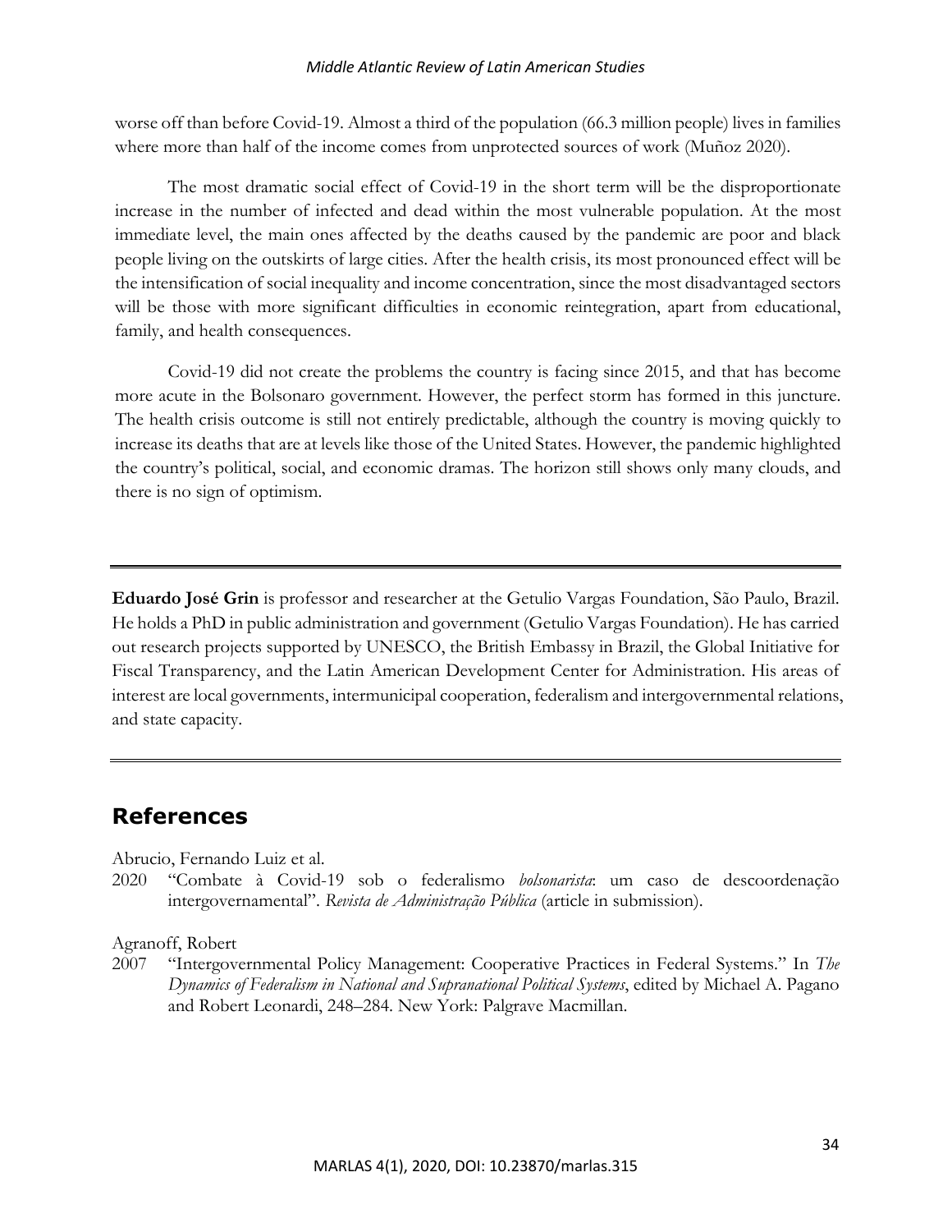worse off than before Covid-19. Almost a third of the population (66.3 million people) lives in families where more than half of the income comes from unprotected sources of work (Muñoz 2020).

The most dramatic social effect of Covid-19 in the short term will be the disproportionate increase in the number of infected and dead within the most vulnerable population. At the most immediate level, the main ones affected by the deaths caused by the pandemic are poor and black people living on the outskirts of large cities. After the health crisis, its most pronounced effect will be the intensification of social inequality and income concentration, since the most disadvantaged sectors will be those with more significant difficulties in economic reintegration, apart from educational, family, and health consequences.

Covid-19 did not create the problems the country is facing since 2015, and that has become more acute in the Bolsonaro government. However, the perfect storm has formed in this juncture. The health crisis outcome is still not entirely predictable, although the country is moving quickly to increase its deaths that are at levels like those of the United States. However, the pandemic highlighted the country's political, social, and economic dramas. The horizon still shows only many clouds, and there is no sign of optimism.

---

**Eduardo José Grin** is professor and researcher at the Getulio Vargas Foundation, São Paulo, Brazil. He holds a PhD in public administration and government (Getulio Vargas Foundation). He has carried out research projects supported by UNESCO, the British Embassy in Brazil, the Global Initiative for Fiscal Transparency, and the Latin American Development Center for Administration. His areas of interest are local governments, intermunicipal cooperation, federalism and intergovernmental relations, and state capacity.

---

## References

Abrucio, Fernando Luiz et al.

2020 "Combate à Covid-19 sob o federalismo *bolsonarista*: um caso de descoordenação intergovernamental". *Revista de Administração Pública* (article in submission).

Agranoff, Robert

2007 "Intergovernmental Policy Management: Cooperative Practices in Federal Systems." In *The Dynamics of Federalism in National and Supranational Political Systems*, edited by Michael A. Pagano and Robert Leonardi, 248–284. New York: Palgrave Macmillan.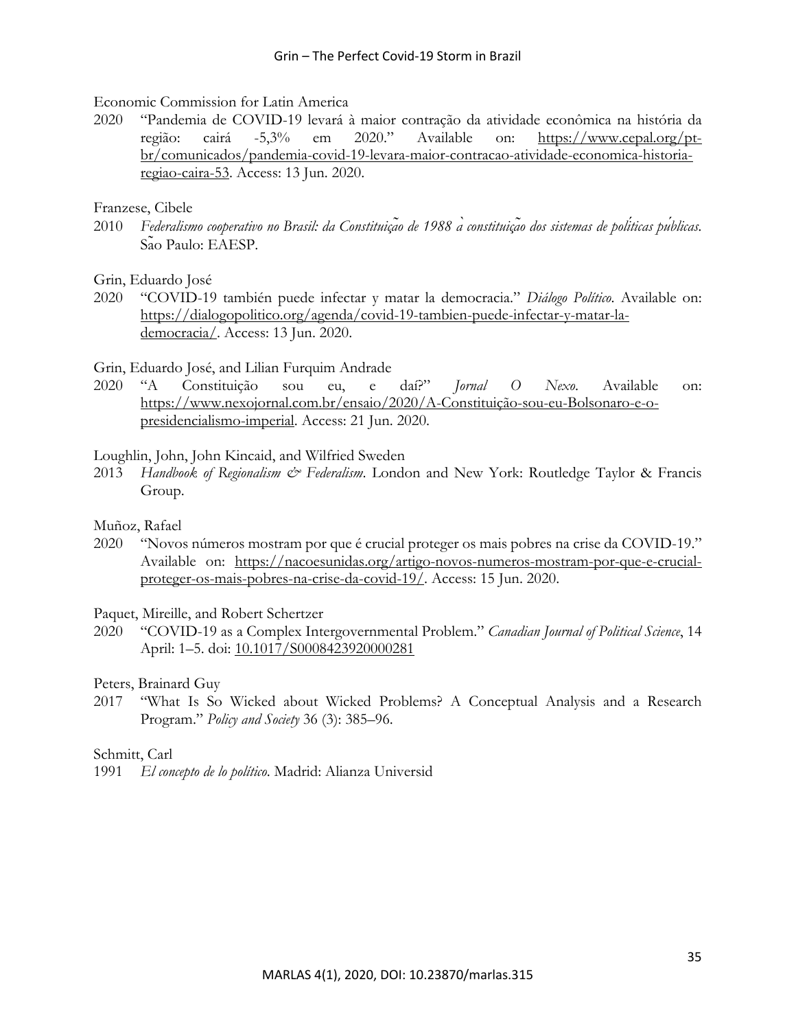Economic Commission for Latin America

2020 "Pandemia de COVID-19 levará à maior contração da atividade econômica na história da região: cairá -5,3% em 2020." Available on: https://www.cepal.org/pt-br/comunicados/pandemia-covid-19-levara-maior-contracao-atividade-economica-historia-regiao-caira-53. Access: 13 Jun. 2020.

Franzese, Cibele

2010 *Federalismo cooperativo no Brasil: da Constituição de 1988 à constituição dos sistemas de políticas públicas*. São Paulo: EAESP.

Grin, Eduardo José

2020 "COVID-19 también puede infectar y matar la democracia." *Diálogo Político*. Available on: https://dialogopolitico.org/agenda/covid-19-tambien-puede-infectar-y-matar-la-democracia/. Access: 13 Jun. 2020.

Grin, Eduardo José, and Lilian Furquim Andrade

2020 "A Constituição sou eu, e daí?" *Jornal O Nexo*. Available on: https://www.nexojornal.com.br/ensaio/2020/A-Constituição-sou-eu-Bolsonaro-e-o-presidencialismo-imperial. Access: 21 Jun. 2020.

Loughlin, John, John Kincaid, and Wilfried Sweden

2013 *Handbook of Regionalism & Federalism*. London and New York: Routledge Taylor & Francis Group.

Muñoz, Rafael

2020 "Novos números mostram por que é crucial proteger os mais pobres na crise da COVID-19." Available on: https://nacoesunidas.org/artigo-novos-numeros-mostram-por-que-e-crucial-proteger-os-mais-pobres-na-crise-da-covid-19/. Access: 15 Jun. 2020.

Paquet, Mireille, and Robert Schertzer

2020 "COVID-19 as a Complex Intergovernmental Problem." *Canadian Journal of Political Science*, 14 April: 1–5. doi: 10.1017/S0008423920000281

Peters, Brainard Guy

2017 "What Is So Wicked about Wicked Problems? A Conceptual Analysis and a Research Program." *Policy and Society* 36 (3): 385–96.

Schmitt, Carl

1991 *El concepto de lo político*. Madrid: Alianza Universid